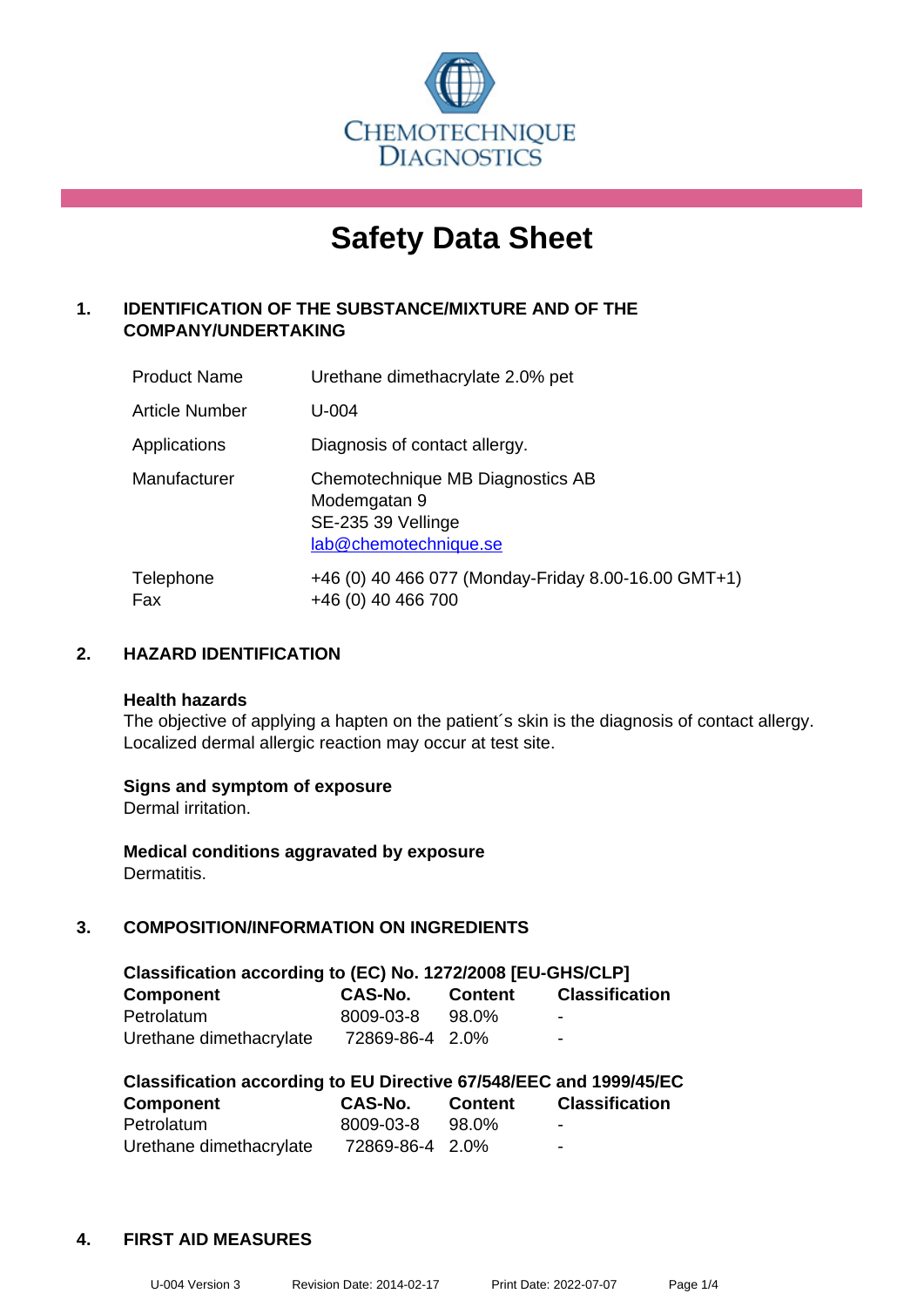CHEMOTECHNIQUE DIAGNOSTICS

# Safety Data Sheet

## 1. IDENTIFICATION OF THE SUBSTANCE/MIXTURE AND OF THE COMPANY/UNDERTAKING

| | |
|---|---|
| Product Name | Urethane dimethacrylate 2.0% pet |
| Article Number | U-004 |
| Applications | Diagnosis of contact allergy. |
| Manufacturer | Chemotechnique MB Diagnostics AB<br>Modemgatan 9<br>SE-235 39 Vellinge<br>lab@chemotechnique.se |
| Telephone<br>Fax | +46 (0) 40 466 077 (Monday-Friday 8.00-16.00 GMT+1)<br>+46 (0) 40 466 700 |

## 2. HAZARD IDENTIFICATION

**Health hazards**
The objective of applying a hapten on the patient´s skin is the diagnosis of contact allergy. Localized dermal allergic reaction may occur at test site.

**Signs and symptom of exposure**
Dermal irritation.

**Medical conditions aggravated by exposure**
Dermatitis.

## 3. COMPOSITION/INFORMATION ON INGREDIENTS

**Classification according to (EC) No. 1272/2008 [EU-GHS/CLP]**

| Component | CAS-No. | Content | Classification |
|---|---|---|---|
| Petrolatum | 8009-03-8 | 98.0% | - |
| Urethane dimethacrylate | 72869-86-4 | 2.0% | - |

**Classification according to EU Directive 67/548/EEC and 1999/45/EC**

| Component | CAS-No. | Content | Classification |
|---|---|---|---|
| Petrolatum | 8009-03-8 | 98.0% | - |
| Urethane dimethacrylate | 72869-86-4 | 2.0% | - |

## 4. FIRST AID MEASURES

U-004 Version 3 Revision Date: 2014-02-17 Print Date: 2022-07-07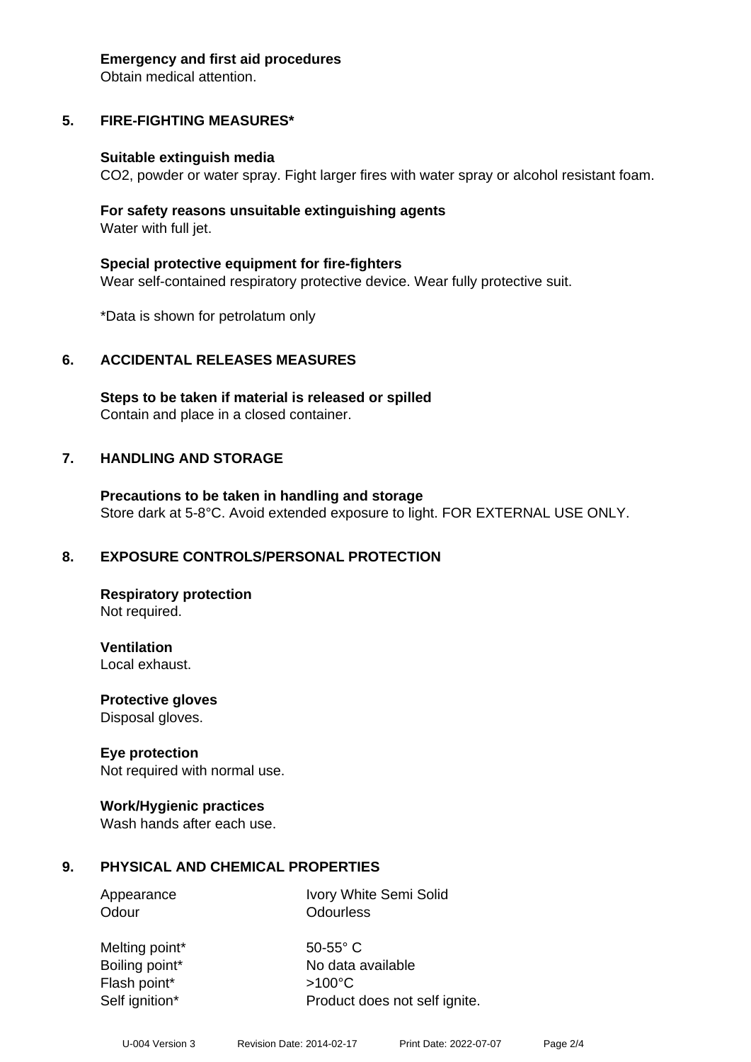**Emergency and first aid procedures**
Obtain medical attention.

## 5. FIRE-FIGHTING MEASURES*

**Suitable extinguish media**
$CO_2$, powder or water spray. Fight larger fires with water spray or alcohol resistant foam.

**For safety reasons unsuitable extinguishing agents**
Water with full jet.

**Special protective equipment for fire-fighters**
Wear self-contained respiratory protective device. Wear fully protective suit.

*Data is shown for petrolatum only

## 6. ACCIDENTAL RELEASES MEASURES

**Steps to be taken if material is released or spilled**
Contain and place in a closed container.

## 7. HANDLING AND STORAGE

**Precautions to be taken in handling and storage**
Store dark at 5-8°C. Avoid extended exposure to light. FOR EXTERNAL USE ONLY.

## 8. EXPOSURE CONTROLS/PERSONAL PROTECTION

**Respiratory protection**
Not required.

**Ventilation**
Local exhaust.

**Protective gloves**
Disposal gloves.

**Eye protection**
Not required with normal use.

**Work/Hygienic practices**
Wash hands after each use.

## 9. PHYSICAL AND CHEMICAL PROPERTIES

| | |
|---|---|
| Appearance | Ivory White Semi Solid |
| Odour | Odourless |
| Melting point* | 50-55° C |
| Boiling point* | No data available |
| Flash point* | >100°C |
| Self ignition* | Product does not self ignite. |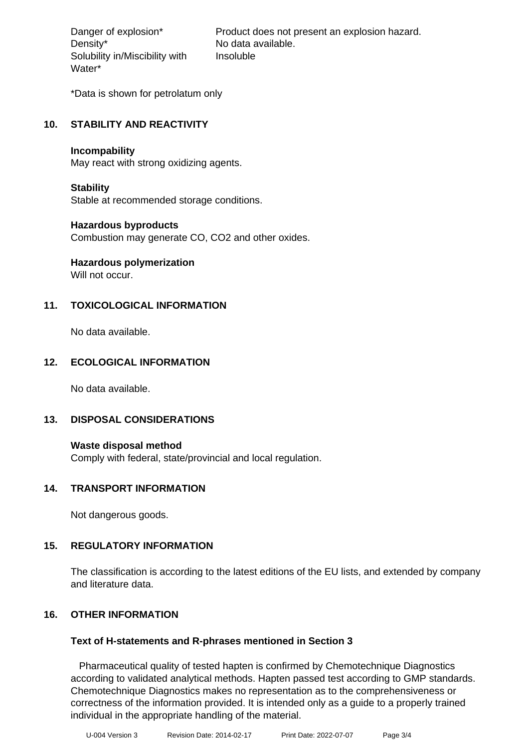| | |
|---|---|
| Danger of explosion* | Product does not present an explosion hazard. |
| Density* | No data available. |
| Solubility in/Miscibility with Water* | Insoluble |

*Data is shown for petrolatum only

## 10. STABILITY AND REACTIVITY

**Incompability**
May react with strong oxidizing agents.

**Stability**
Stable at recommended storage conditions.

**Hazardous byproducts**
Combustion may generate CO, $CO_2$ and other oxides.

**Hazardous polymerization**
Will not occur.

## 11. TOXICOLOGICAL INFORMATION

No data available.

## 12. ECOLOGICAL INFORMATION

No data available.

## 13. DISPOSAL CONSIDERATIONS

**Waste disposal method**
Comply with federal, state/provincial and local regulation.

## 14. TRANSPORT INFORMATION

Not dangerous goods.

## 15. REGULATORY INFORMATION

The classification is according to the latest editions of the EU lists, and extended by company and literature data.

## 16. OTHER INFORMATION

### Text of H-statements and R-phrases mentioned in Section 3

Pharmaceutical quality of tested hapten is confirmed by Chemotechnique Diagnostics according to validated analytical methods. Hapten passed test according to GMP standards. Chemotechnique Diagnostics makes no representation as to the comprehensiveness or correctness of the information provided. It is intended only as a guide to a properly trained individual in the appropriate handling of the material.

U-004 Version 3 Revision Date: 2014-02-17 Print Date: 2022-07-07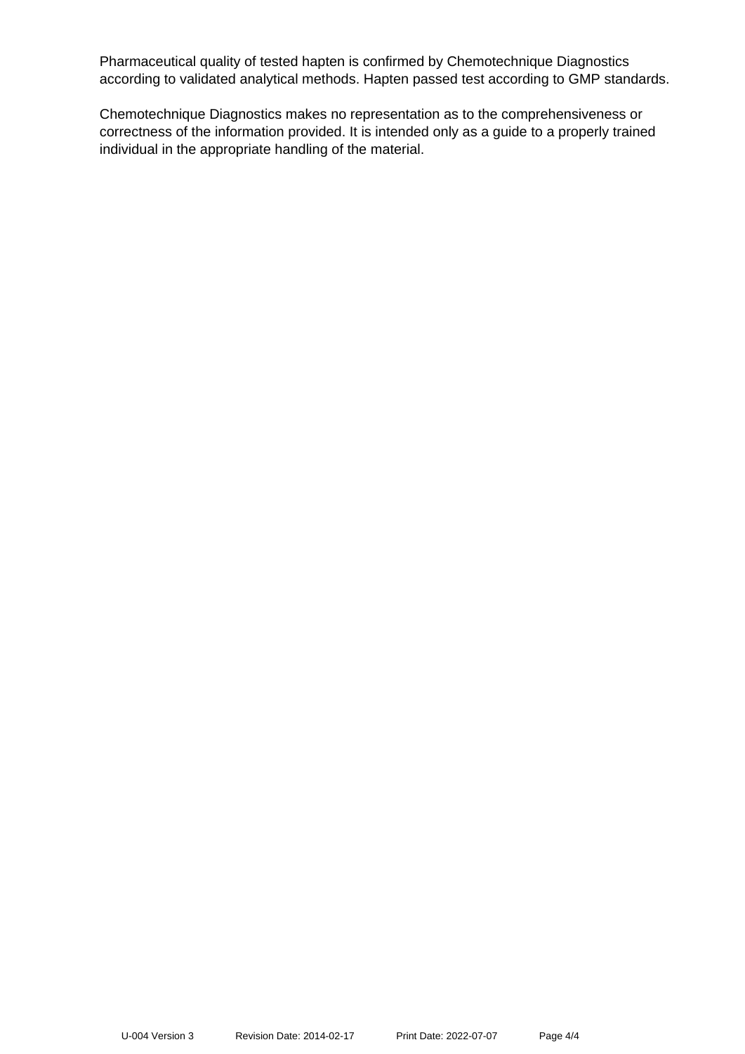Pharmaceutical quality of tested hapten is confirmed by Chemotechnique Diagnostics according to validated analytical methods. Hapten passed test according to GMP standards.

Chemotechnique Diagnostics makes no representation as to the comprehensiveness or correctness of the information provided. It is intended only as a guide to a properly trained individual in the appropriate handling of the material.